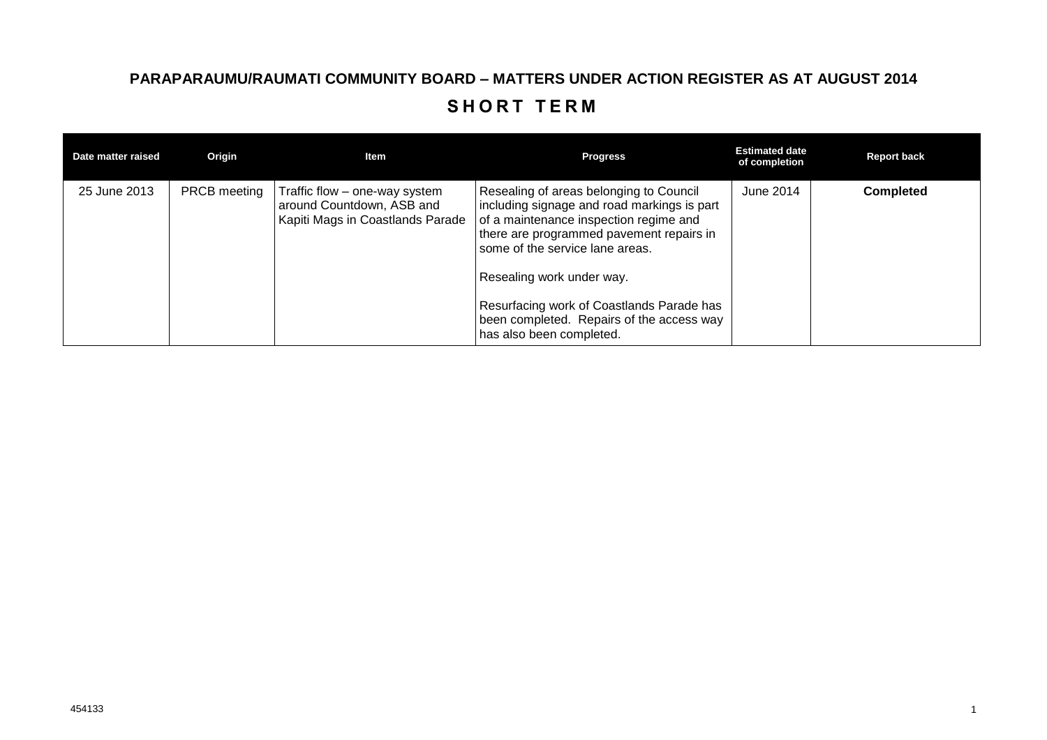# PARAPARAUMU/RAUMATI COMMUNITY BOARD – MATTERS UNDER ACTION REGISTER AS AT AUGUST 2014

## SHORT TERM

| Date matter raised | Origin | Item | Progress | Estimated date of completion | Report back |
|---|---|---|---|---|---|
| 25 June 2013 | PRCB meeting | Traffic flow – one-way system around Countdown, ASB and Kapiti Mags in Coastlands Parade | Resealing of areas belonging to Council including signage and road markings is part of a maintenance inspection regime and there are programmed pavement repairs in some of the service lane areas.<br><br>Resealing work under way.<br><br>Resurfacing work of Coastlands Parade has been completed. Repairs of the access way has also been completed. | June 2014 | **Completed** |

454133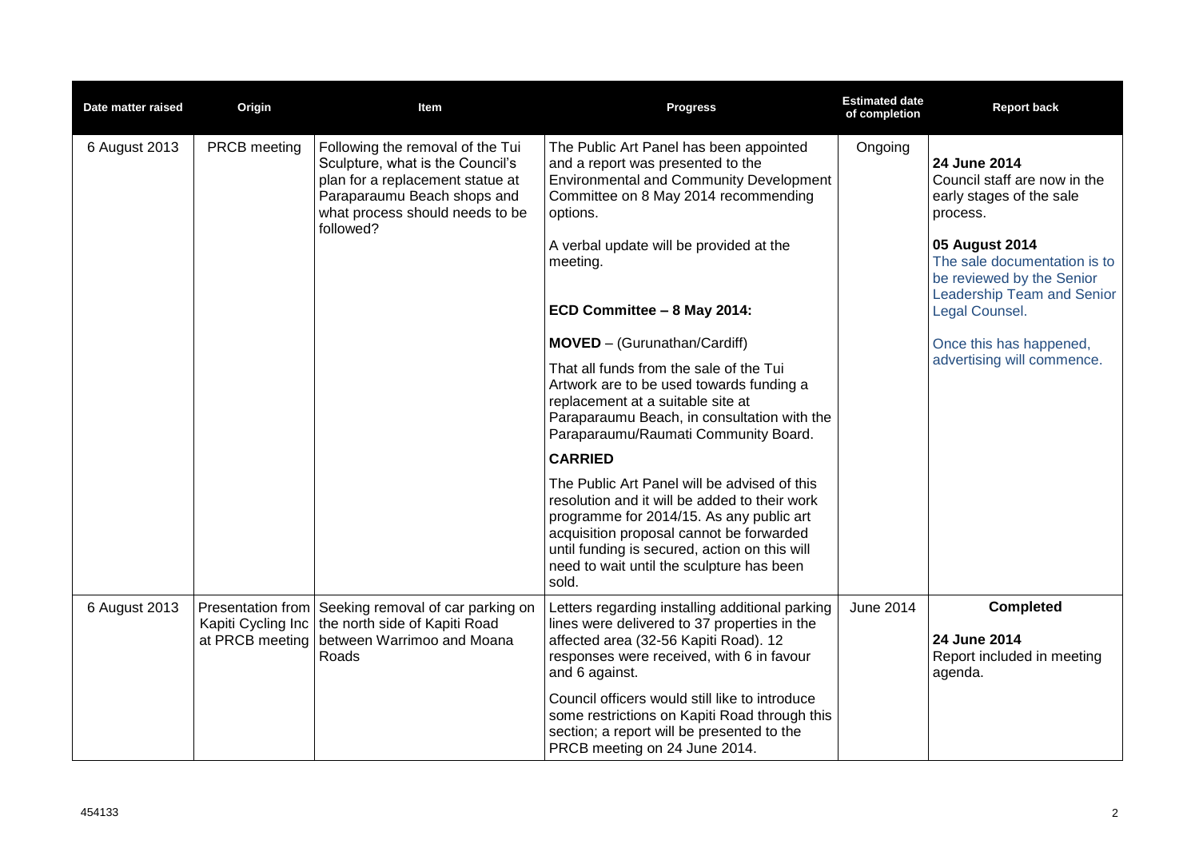| Date matter raised | Origin | Item | Progress | Estimated date of completion | Report back |
|---|---|---|---|---|---|
| 6 August 2013 | PRCB meeting | Following the removal of the Tui Sculpture, what is the Council's plan for a replacement statue at Paraparaumu Beach shops and what process should needs to be followed? | The Public Art Panel has been appointed and a report was presented to the Environmental and Community Development Committee on 8 May 2014 recommending options.<br><br>A verbal update will be provided at the meeting.<br><br>**ECD Committee – 8 May 2014:**<br><br>**MOVED** – (Gurunathan/Cardiff)<br><br>That all funds from the sale of the Tui Artwork are to be used towards funding a replacement at a suitable site at Paraparaumu Beach, in consultation with the Paraparaumu/Raumati Community Board.<br><br>**CARRIED**<br><br>The Public Art Panel will be advised of this resolution and it will be added to their work programme for 2014/15. As any public art acquisition proposal cannot be forwarded until funding is secured, action on this will need to wait until the sculpture has been sold. | Ongoing | **24 June 2014**<br>Council staff are now in the early stages of the sale process.<br><br>**05 August 2014**<br>The sale documentation is to be reviewed by the Senior Leadership Team and Senior Legal Counsel.<br><br>Once this has happened, advertising will commence. |
| 6 August 2013 | Presentation from Kapiti Cycling Inc at PRCB meeting | Seeking removal of car parking on the north side of Kapiti Road between Warrimoo and Moana Roads | Letters regarding installing additional parking lines were delivered to 37 properties in the affected area (32-56 Kapiti Road). 12 responses were received, with 6 in favour and 6 against.<br><br>Council officers would still like to introduce some restrictions on Kapiti Road through this section; a report will be presented to the PRCB meeting on 24 June 2014. | June 2014 | **Completed**<br><br>**24 June 2014**<br>Report included in meeting agenda. |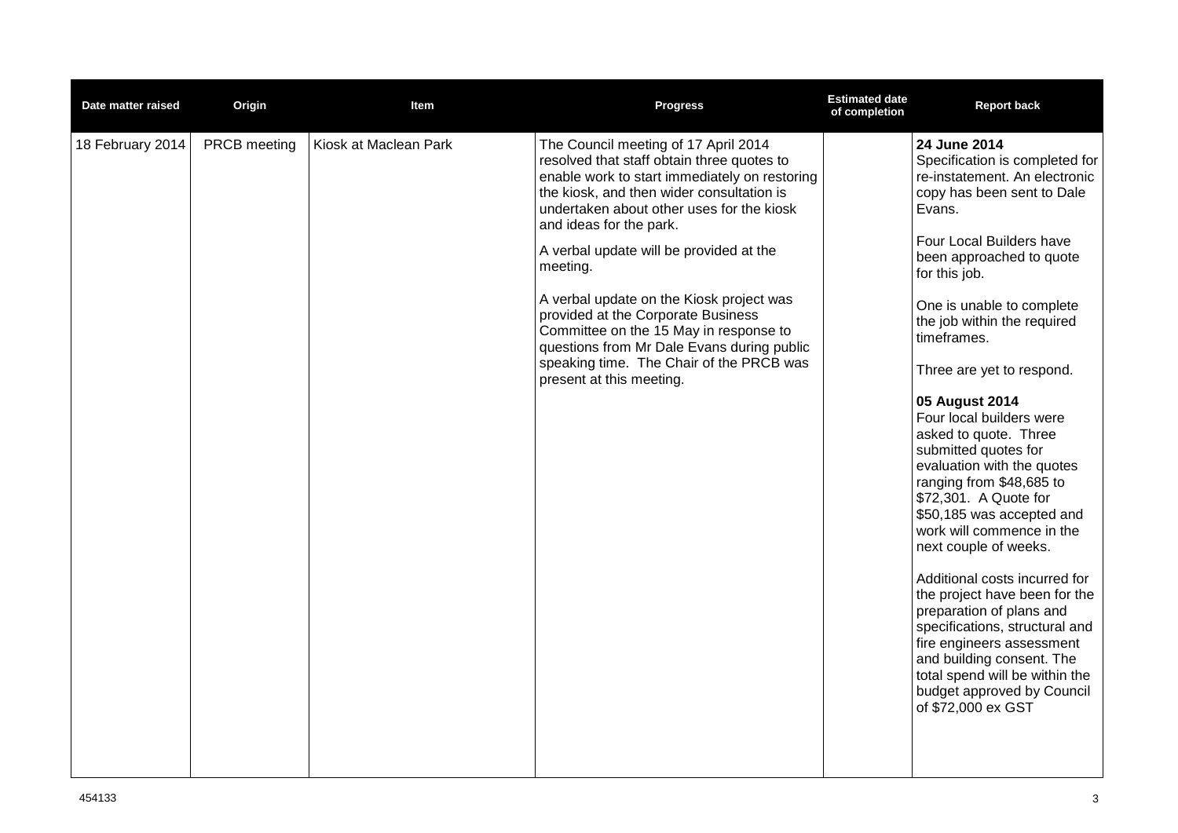| Date matter raised | Origin | Item | Progress | Estimated date of completion | Report back |
|---|---|---|---|---|---|
| 18 February 2014 | PRCB meeting | Kiosk at Maclean Park | The Council meeting of 17 April 2014 resolved that staff obtain three quotes to enable work to start immediately on restoring the kiosk, and then wider consultation is undertaken about other uses for the kiosk and ideas for the park.<br><br>A verbal update will be provided at the meeting.<br><br>A verbal update on the Kiosk project was provided at the Corporate Business Committee on the 15 May in response to questions from Mr Dale Evans during public speaking time. The Chair of the PRCB was present at this meeting. | | **24 June 2014**<br>Specification is completed for re-instatement. An electronic copy has been sent to Dale Evans.<br><br>Four Local Builders have been approached to quote for this job.<br><br>One is unable to complete the job within the required timeframes.<br><br>Three are yet to respond.<br><br>**05 August 2014**<br>Four local builders were asked to quote. Three submitted quotes for evaluation with the quotes ranging from $48,685 to $72,301. A Quote for $50,185 was accepted and work will commence in the next couple of weeks.<br><br>Additional costs incurred for the project have been for the preparation of plans and specifications, structural and fire engineers assessment and building consent. The total spend will be within the budget approved by Council of $72,000 ex GST |

454133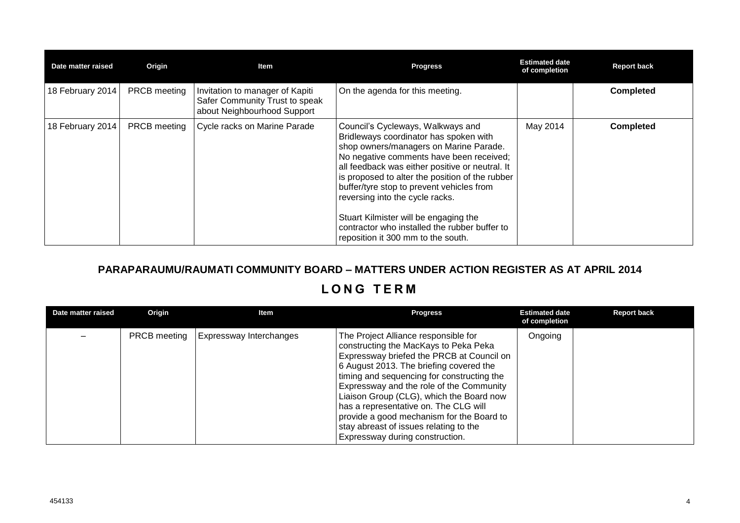| Date matter raised | Origin | Item | Progress | Estimated date of completion | Report back |
|---|---|---|---|---|---|
| 18 February 2014 | PRCB meeting | Invitation to manager of Kapiti Safer Community Trust to speak about Neighbourhood Support | On the agenda for this meeting. | | **Completed** |
| 18 February 2014 | PRCB meeting | Cycle racks on Marine Parade | Council's Cycleways, Walkways and Bridleways coordinator has spoken with shop owners/managers on Marine Parade. No negative comments have been received; all feedback was either positive or neutral. It is proposed to alter the position of the rubber buffer/tyre stop to prevent vehicles from reversing into the cycle racks.<br><br>Stuart Kilmister will be engaging the contractor who installed the rubber buffer to reposition it 300 mm to the south. | May 2014 | **Completed** |

## PARAPARAUMU/RAUMATI COMMUNITY BOARD – MATTERS UNDER ACTION REGISTER AS AT APRIL 2014

## LONG TERM

| Date matter raised | Origin | Item | Progress | Estimated date of completion | Report back |
|---|---|---|---|---|---|
| – | PRCB meeting | Expressway Interchanges | The Project Alliance responsible for constructing the MacKays to Peka Peka Expressway briefed the PRCB at Council on 6 August 2013. The briefing covered the timing and sequencing for constructing the Expressway and the role of the Community Liaison Group (CLG), which the Board now has a representative on. The CLG will provide a good mechanism for the Board to stay abreast of issues relating to the Expressway during construction. | Ongoing | |

454133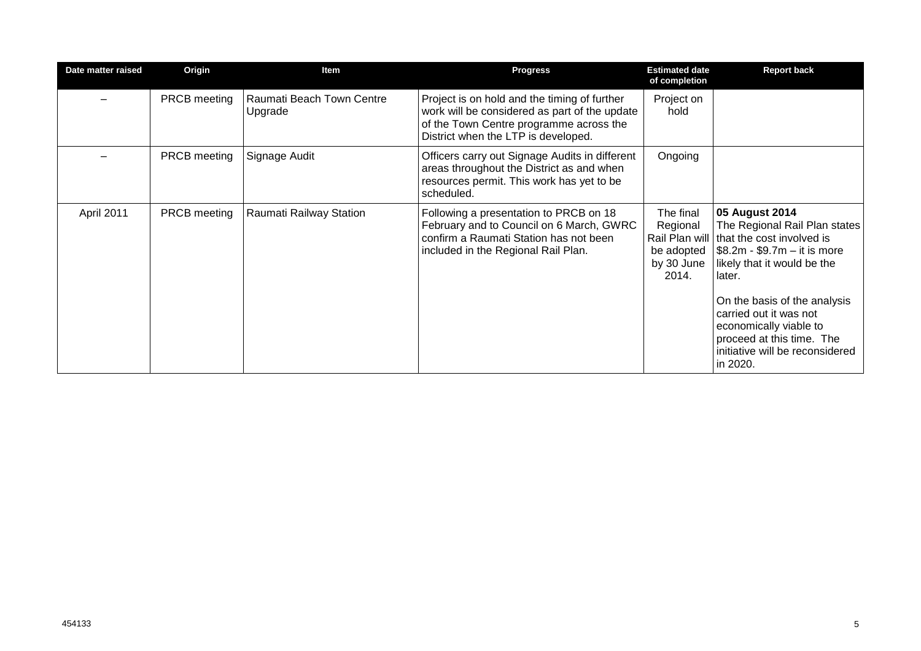| Date matter raised | Origin | Item | Progress | Estimated date of completion | Report back |
|---|---|---|---|---|---|
| – | PRCB meeting | Raumati Beach Town Centre Upgrade | Project is on hold and the timing of further work will be considered as part of the update of the Town Centre programme across the District when the LTP is developed. | Project on hold | |
| – | PRCB meeting | Signage Audit | Officers carry out Signage Audits in different areas throughout the District as and when resources permit. This work has yet to be scheduled. | Ongoing | |
| April 2011 | PRCB meeting | Raumati Railway Station | Following a presentation to PRCB on 18 February and to Council on 6 March, GWRC confirm a Raumati Station has not been included in the Regional Rail Plan. | The final Regional Rail Plan will be adopted by 30 June 2014. | **05 August 2014** The Regional Rail Plan states that the cost involved is $8.2m - $9.7m – it is more likely that it would be the later. On the basis of the analysis carried out it was not economically viable to proceed at this time. The initiative will be reconsidered in 2020. |

454133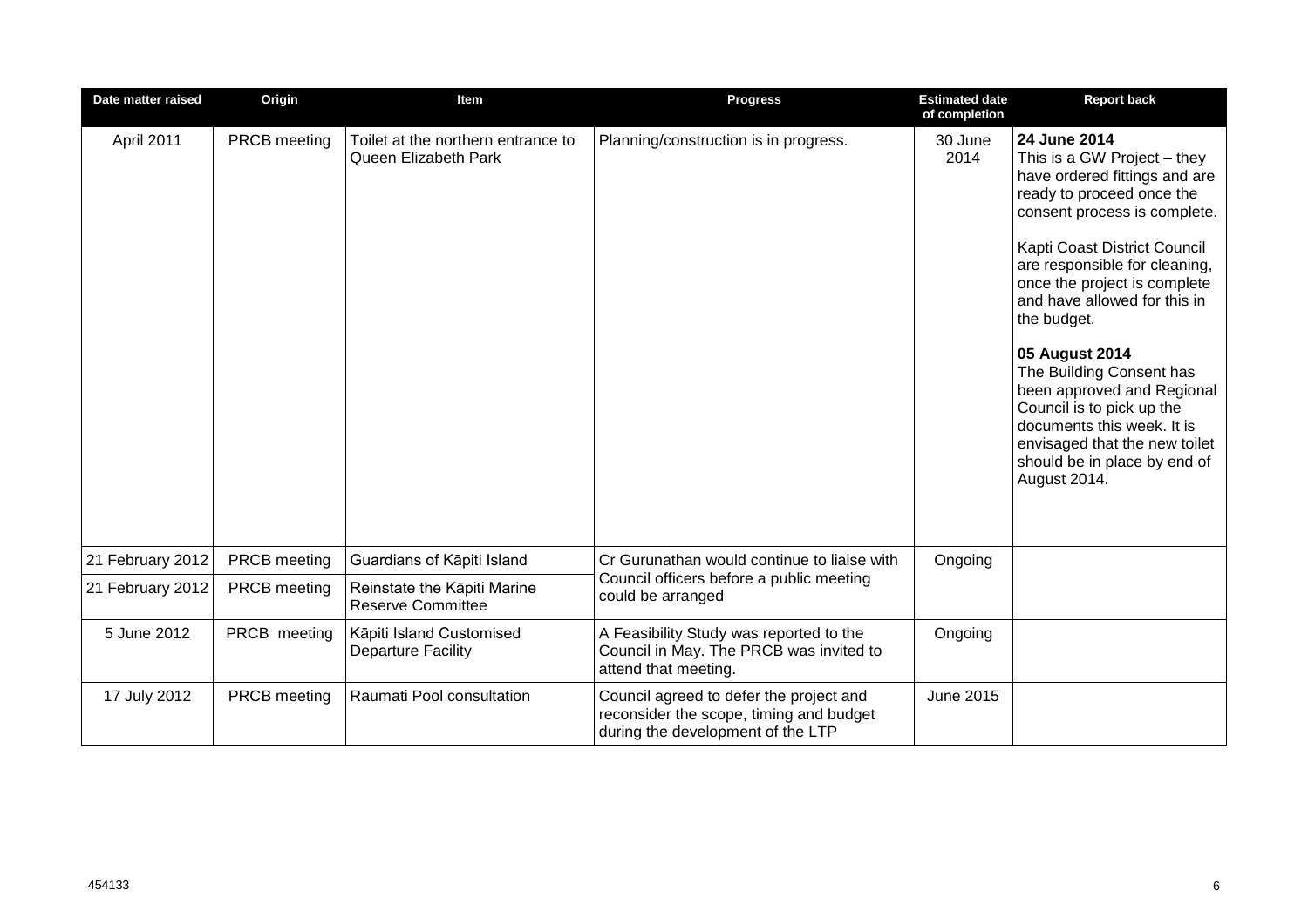| Date matter raised | Origin | Item | Progress | Estimated date of completion | Report back |
|---|---|---|---|---|---|
| April 2011 | PRCB meeting | Toilet at the northern entrance to Queen Elizabeth Park | Planning/construction is in progress. | 30 June 2014 | **24 June 2014**<br>This is a GW Project – they have ordered fittings and are ready to proceed once the consent process is complete.<br><br>Kapti Coast District Council are responsible for cleaning, once the project is complete and have allowed for this in the budget.<br><br>**05 August 2014**<br>The Building Consent has been approved and Regional Council is to pick up the documents this week. It is envisaged that the new toilet should be in place by end of August 2014. |
| 21 February 2012 | PRCB meeting | Guardians of Kāpiti Island | Cr Gurunathan would continue to liaise with Council officers before a public meeting could be arranged | Ongoing | |
| 21 February 2012 | PRCB meeting | Reinstate the Kāpiti Marine Reserve Committee | | | |
| 5 June 2012 | PRCB meeting | Kāpiti Island Customised Departure Facility | A Feasibility Study was reported to the Council in May. The PRCB was invited to attend that meeting. | Ongoing | |
| 17 July 2012 | PRCB meeting | Raumati Pool consultation | Council agreed to defer the project and reconsider the scope, timing and budget during the development of the LTP | June 2015 | |

454133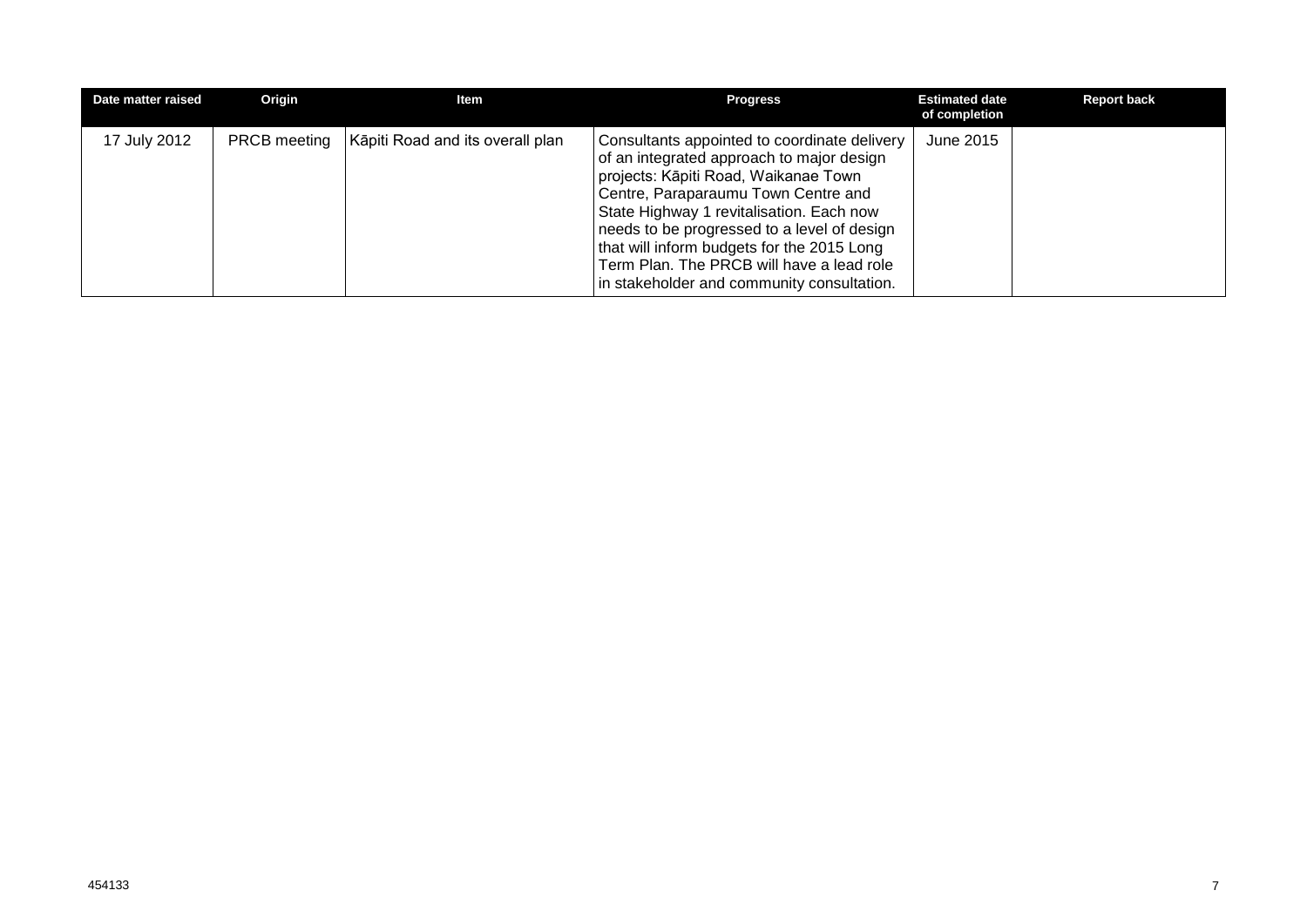| Date matter raised | Origin | Item | Progress | Estimated date of completion | Report back |
|---|---|---|---|---|---|
| 17 July 2012 | PRCB meeting | Kāpiti Road and its overall plan | Consultants appointed to coordinate delivery of an integrated approach to major design projects: Kāpiti Road, Waikanae Town Centre, Paraparaumu Town Centre and State Highway 1 revitalisation. Each now needs to be progressed to a level of design that will inform budgets for the 2015 Long Term Plan. The PRCB will have a lead role in stakeholder and community consultation. | June 2015 | |

454133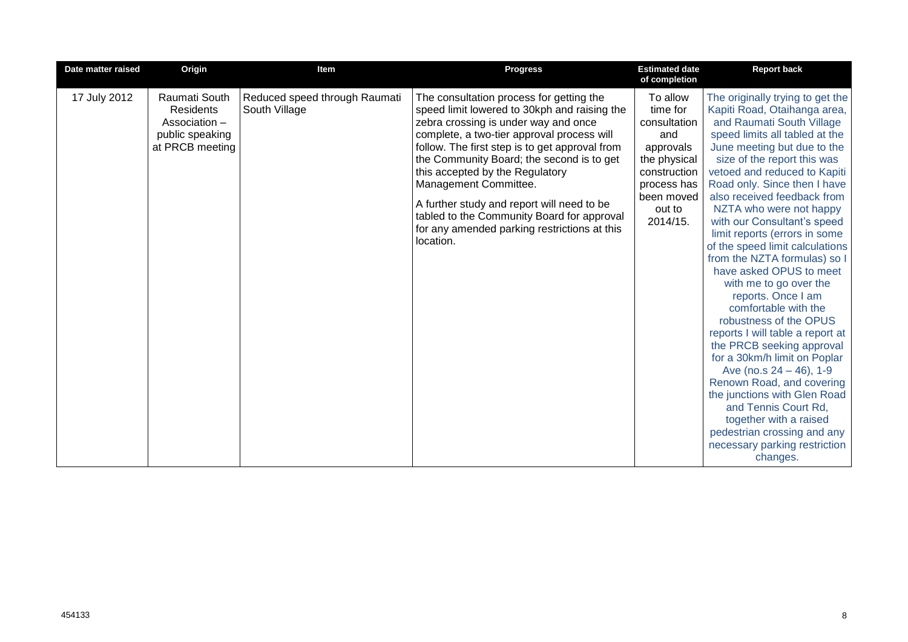| Date matter raised | Origin | Item | Progress | Estimated date of completion | Report back |
|---|---|---|---|---|---|
| 17 July 2012 | Raumati South Residents Association – public speaking at PRCB meeting | Reduced speed through Raumati South Village | The consultation process for getting the speed limit lowered to 30kph and raising the zebra crossing is under way and once complete, a two-tier approval process will follow. The first step is to get approval from the Community Board; the second is to get this accepted by the Regulatory Management Committee.<br><br>A further study and report will need to be tabled to the Community Board for approval for any amended parking restrictions at this location. | To allow time for consultation and approvals the physical construction process has been moved out to 2014/15. | The originally trying to get the Kapiti Road, Otaihanga area, and Raumati South Village speed limits all tabled at the June meeting but due to the size of the report this was vetoed and reduced to Kapiti Road only. Since then I have also received feedback from NZTA who were not happy with our Consultant's speed limit reports (errors in some of the speed limit calculations from the NZTA formulas) so I have asked OPUS to meet with me to go over the reports. Once I am comfortable with the robustness of the OPUS reports I will table a report at the PRCB seeking approval for a 30km/h limit on Poplar Ave (no.s 24 – 46), 1-9 Renown Road, and covering the junctions with Glen Road and Tennis Court Rd, together with a raised pedestrian crossing and any necessary parking restriction changes. |

454133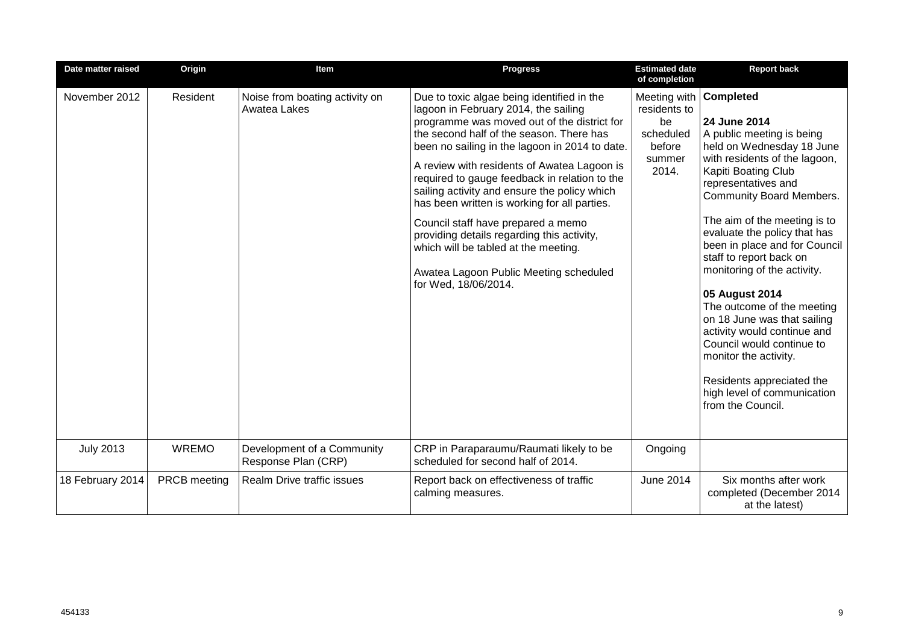| Date matter raised | Origin | Item | Progress | Estimated date of completion | Report back |
|---|---|---|---|---|---|
| November 2012 | Resident | Noise from boating activity on Awatea Lakes | Due to toxic algae being identified in the lagoon in February 2014, the sailing programme was moved out of the district for the second half of the season. There has been no sailing in the lagoon in 2014 to date.<br><br>A review with residents of Awatea Lagoon is required to gauge feedback in relation to the sailing activity and ensure the policy which has been written is working for all parties.<br><br>Council staff have prepared a memo providing details regarding this activity, which will be tabled at the meeting.<br><br>Awatea Lagoon Public Meeting scheduled for Wed, 18/06/2014. | Meeting with residents to be scheduled before summer 2014. | **Completed**<br><br>**24 June 2014**<br>A public meeting is being held on Wednesday 18 June with residents of the lagoon, Kapiti Boating Club representatives and Community Board Members.<br><br>The aim of the meeting is to evaluate the policy that has been in place and for Council staff to report back on monitoring of the activity.<br><br>**05 August 2014**<br>The outcome of the meeting on 18 June was that sailing activity would continue and Council would continue to monitor the activity.<br><br>Residents appreciated the high level of communication from the Council. |
| July 2013 | WREMO | Development of a Community Response Plan (CRP) | CRP in Paraparaumu/Raumati likely to be scheduled for second half of 2014. | Ongoing | |
| 18 February 2014 | PRCB meeting | Realm Drive traffic issues | Report back on effectiveness of traffic calming measures. | June 2014 | Six months after work completed (December 2014 at the latest) |

454133